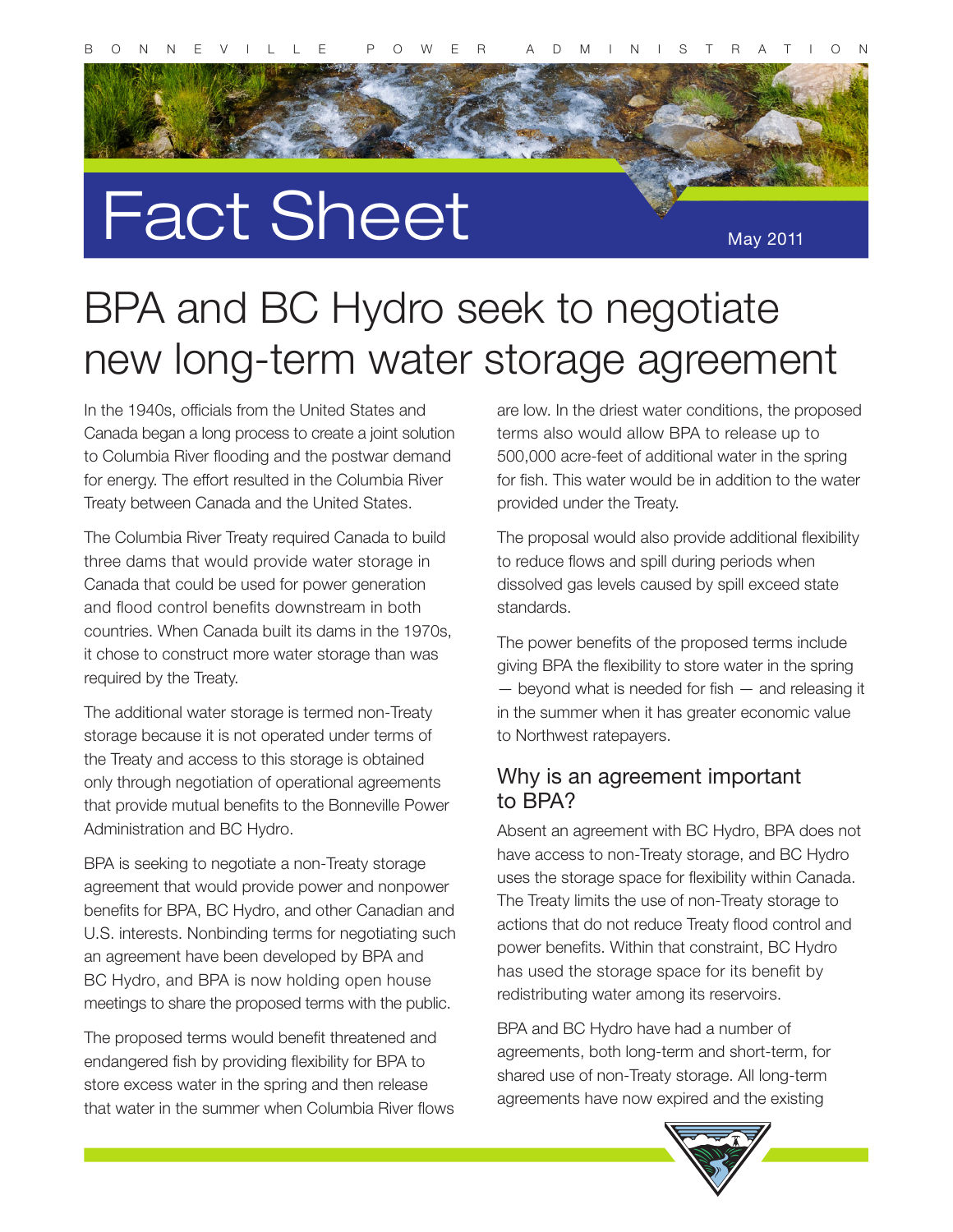# Fact Sheet

May 2011

# BPA and BC Hydro seek to negotiate new long-term water storage agreement

In the 1940s, officials from the United States and Canada began a long process to create a joint solution to Columbia River flooding and the postwar demand for energy. The effort resulted in the Columbia River Treaty between Canada and the United States.

The Columbia River Treaty required Canada to build three dams that would provide water storage in Canada that could be used for power generation and flood control benefits downstream in both countries. When Canada built its dams in the 1970s, it chose to construct more water storage than was required by the Treaty.

The additional water storage is termed non-Treaty storage because it is not operated under terms of the Treaty and access to this storage is obtained only through negotiation of operational agreements that provide mutual benefits to the Bonneville Power Administration and BC Hydro.

BPA is seeking to negotiate a non-Treaty storage agreement that would provide power and nonpower benefits for BPA, BC Hydro, and other Canadian and U.S. interests. Nonbinding terms for negotiating such an agreement have been developed by BPA and BC Hydro, and BPA is now holding open house meetings to share the proposed terms with the public.

The proposed terms would benefit threatened and endangered fish by providing flexibility for BPA to store excess water in the spring and then release that water in the summer when Columbia River flows are low. In the driest water conditions, the proposed terms also would allow BPA to release up to 500,000 acre-feet of additional water in the spring for fish. This water would be in addition to the water provided under the Treaty.

The proposal would also provide additional flexibility to reduce flows and spill during periods when dissolved gas levels caused by spill exceed state standards.

The power benefits of the proposed terms include giving BPA the flexibility to store water in the spring — beyond what is needed for fish — and releasing it in the summer when it has greater economic value to Northwest ratepayers.

## Why is an agreement important to BPA?

Absent an agreement with BC Hydro, BPA does not have access to non-Treaty storage, and BC Hydro uses the storage space for flexibility within Canada. The Treaty limits the use of non-Treaty storage to actions that do not reduce Treaty flood control and power benefits. Within that constraint, BC Hydro has used the storage space for its benefit by redistributing water among its reservoirs.

BPA and BC Hydro have had a number of agreements, both long-term and short-term, for shared use of non-Treaty storage. All long-term agreements have now expired and the existing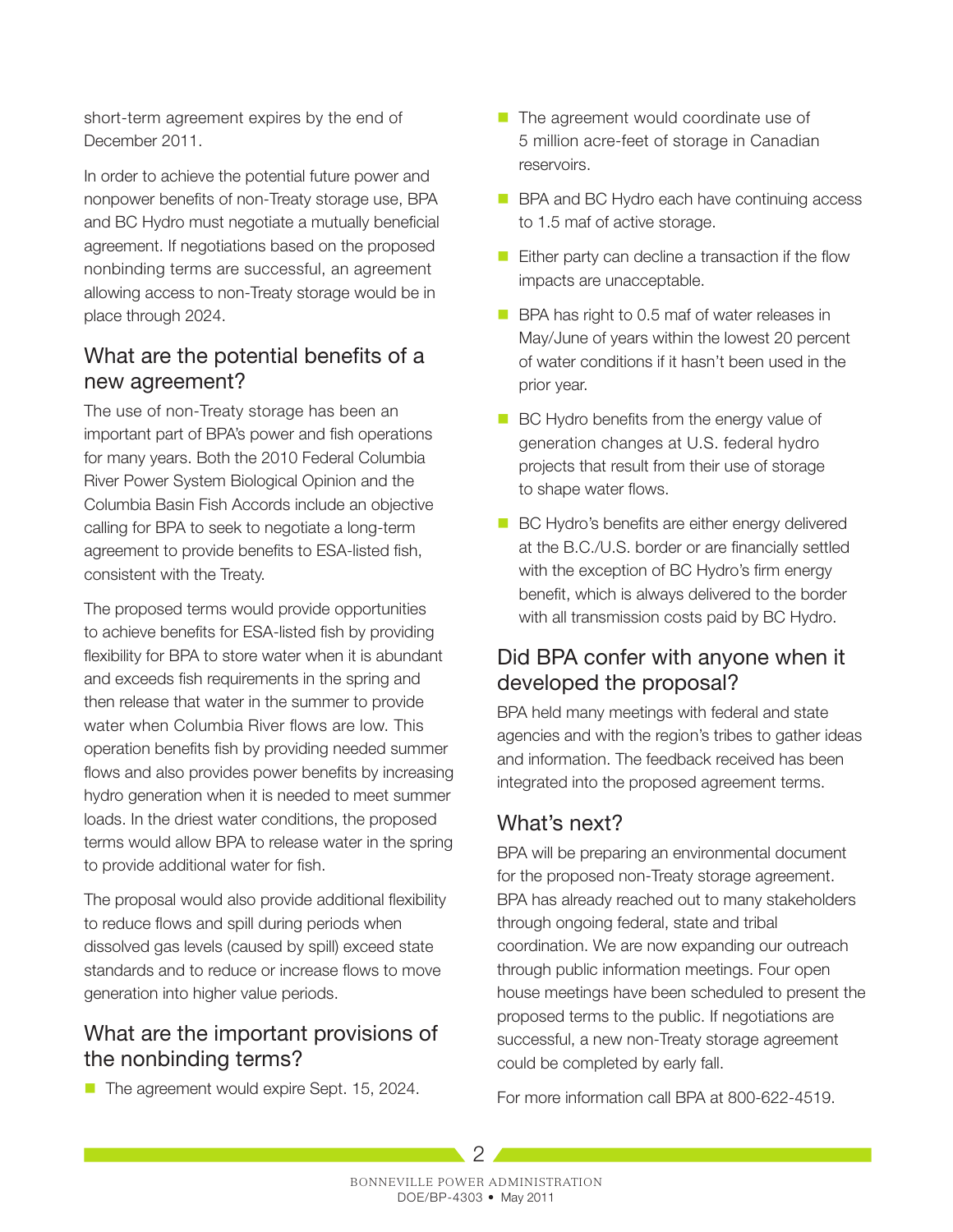short-term agreement expires by the end of December 2011.

In order to achieve the potential future power and nonpower benefits of non-Treaty storage use, BPA and BC Hydro must negotiate a mutually beneficial agreement. If negotiations based on the proposed nonbinding terms are successful, an agreement allowing access to non-Treaty storage would be in place through 2024.

## What are the potential benefits of a new agreement?

The use of non-Treaty storage has been an important part of BPA's power and fish operations for many years. Both the 2010 Federal Columbia River Power System Biological Opinion and the Columbia Basin Fish Accords include an objective calling for BPA to seek to negotiate a long-term agreement to provide benefits to ESA-listed fish, consistent with the Treaty.

The proposed terms would provide opportunities to achieve benefits for ESA-listed fish by providing flexibility for BPA to store water when it is abundant and exceeds fish requirements in the spring and then release that water in the summer to provide water when Columbia River flows are low. This operation benefits fish by providing needed summer flows and also provides power benefits by increasing hydro generation when it is needed to meet summer loads. In the driest water conditions, the proposed terms would allow BPA to release water in the spring to provide additional water for fish.

The proposal would also provide additional flexibility to reduce flows and spill during periods when dissolved gas levels (caused by spill) exceed state standards and to reduce or increase flows to move generation into higher value periods.

## What are the important provisions of the nonbinding terms?

- The agreement would expire Sept. 15, 2024.
- The agreement would coordinate use of 5 million acre-feet of storage in Canadian reservoirs.
- BPA and BC Hydro each have continuing access to 1.5 maf of active storage.
- Either party can decline a transaction if the flow impacts are unacceptable.
- BPA has right to 0.5 maf of water releases in May/June of years within the lowest 20 percent of water conditions if it hasn't been used in the prior year.
- BC Hydro benefits from the energy value of generation changes at U.S. federal hydro projects that result from their use of storage to shape water flows.
- BC Hydro's benefits are either energy delivered at the B.C./U.S. border or are financially settled with the exception of BC Hydro's firm energy benefit, which is always delivered to the border with all transmission costs paid by BC Hydro.

## Did BPA confer with anyone when it developed the proposal?

BPA held many meetings with federal and state agencies and with the region's tribes to gather ideas and information. The feedback received has been integrated into the proposed agreement terms.

## What's next?

BPA will be preparing an environmental document for the proposed non-Treaty storage agreement. BPA has already reached out to many stakeholders through ongoing federal, state and tribal coordination. We are now expanding our outreach through public information meetings. Four open house meetings have been scheduled to present the proposed terms to the public. If negotiations are successful, a new non-Treaty storage agreement could be completed by early fall.

For more information call BPA at 800-622-4519.

BONNEVILLE POWER ADMINISTRATION
DOE/BP-4303 • May 2011